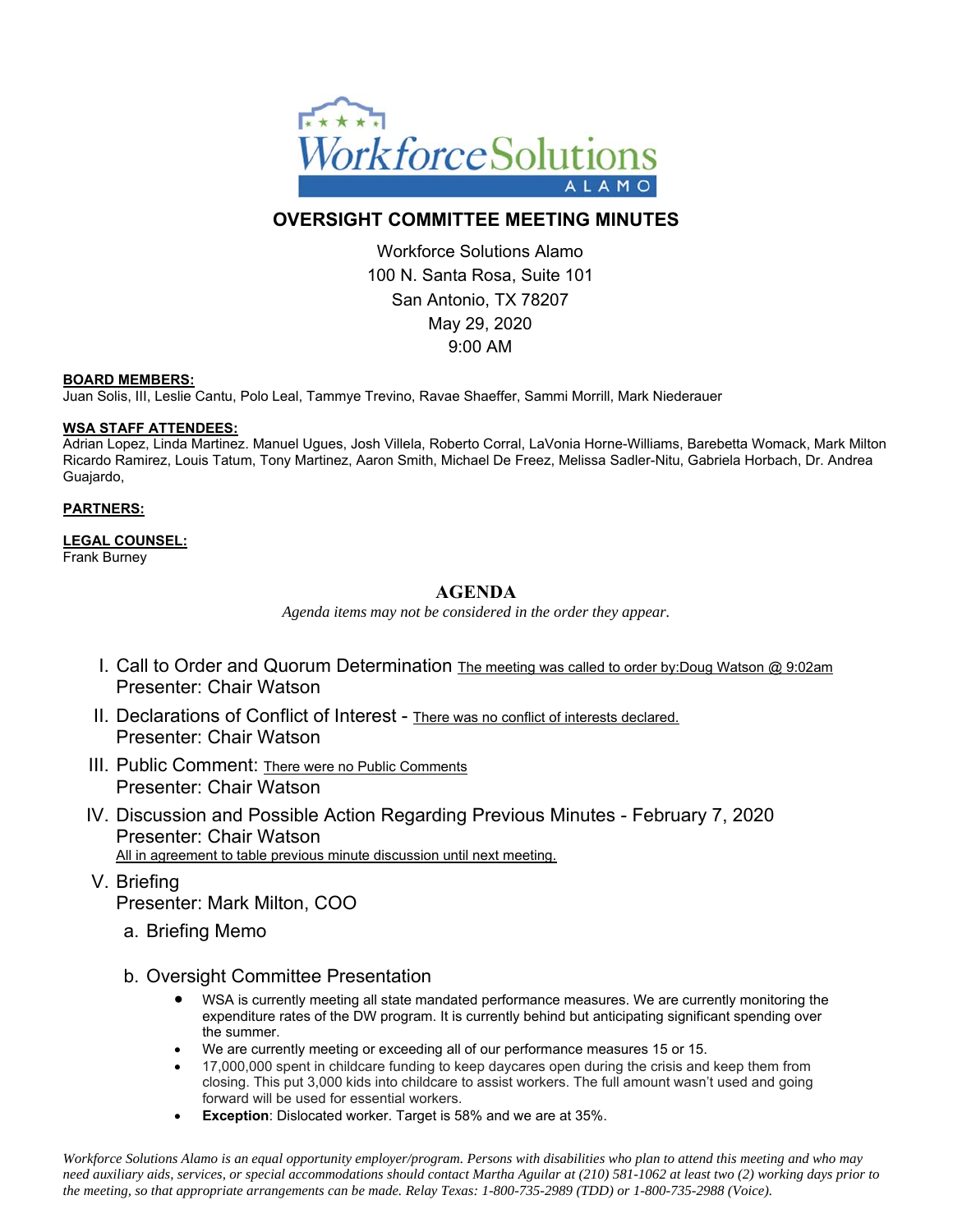# OVERSIGHT COMMITTEE MEETING MINUTES

Workforce Solutions Alamo
100 N. Santa Rosa, Suite 101
San Antonio, TX 78207
May 29, 2020
9:00 AM

**BOARD MEMBERS:**
Juan Solis, III, Leslie Cantu, Polo Leal, Tammye Trevino, Ravae Shaeffer, Sammi Morrill, Mark Niederauer

**WSA STAFF ATTENDEES:**
Adrian Lopez, Linda Martinez. Manuel Ugues, Josh Villela, Roberto Corral, LaVonia Horne-Williams, Barebetta Womack, Mark Milton Ricardo Ramirez, Louis Tatum, Tony Martinez, Aaron Smith, Michael De Freez, Melissa Sadler-Nitu, Gabriela Horbach, Dr. Andrea Guajardo,

**PARTNERS:**

**LEGAL COUNSEL:**
Frank Burney

## AGENDA

*Agenda items may not be considered in the order they appear.*

I. Call to Order and Quorum Determination The meeting was called to order by:Doug Watson @ 9:02am
Presenter: Chair Watson

II. Declarations of Conflict of Interest - There was no conflict of interests declared.
Presenter: Chair Watson

III. Public Comment: There were no Public Comments
Presenter: Chair Watson

IV. Discussion and Possible Action Regarding Previous Minutes - February 7, 2020
Presenter: Chair Watson
All in agreement to table previous minute discussion until next meeting.

V. Briefing
Presenter: Mark Milton, COO

a. Briefing Memo

b. Oversight Committee Presentation

- WSA is currently meeting all state mandated performance measures. We are currently monitoring the expenditure rates of the DW program. It is currently behind but anticipating significant spending over the summer.
- We are currently meeting or exceeding all of our performance measures 15 or 15.
- 17,000,000 spent in childcare funding to keep daycares open during the crisis and keep them from closing. This put 3,000 kids into childcare to assist workers. The full amount wasn't used and going forward will be used for essential workers.
- **Exception**: Dislocated worker. Target is 58% and we are at 35%.

*Workforce Solutions Alamo is an equal opportunity employer/program. Persons with disabilities who plan to attend this meeting and who may need auxiliary aids, services, or special accommodations should contact Martha Aguilar at (210) 581-1062 at least two (2) working days prior to the meeting, so that appropriate arrangements can be made. Relay Texas: 1-800-735-2989 (TDD) or 1-800-735-2988 (Voice).*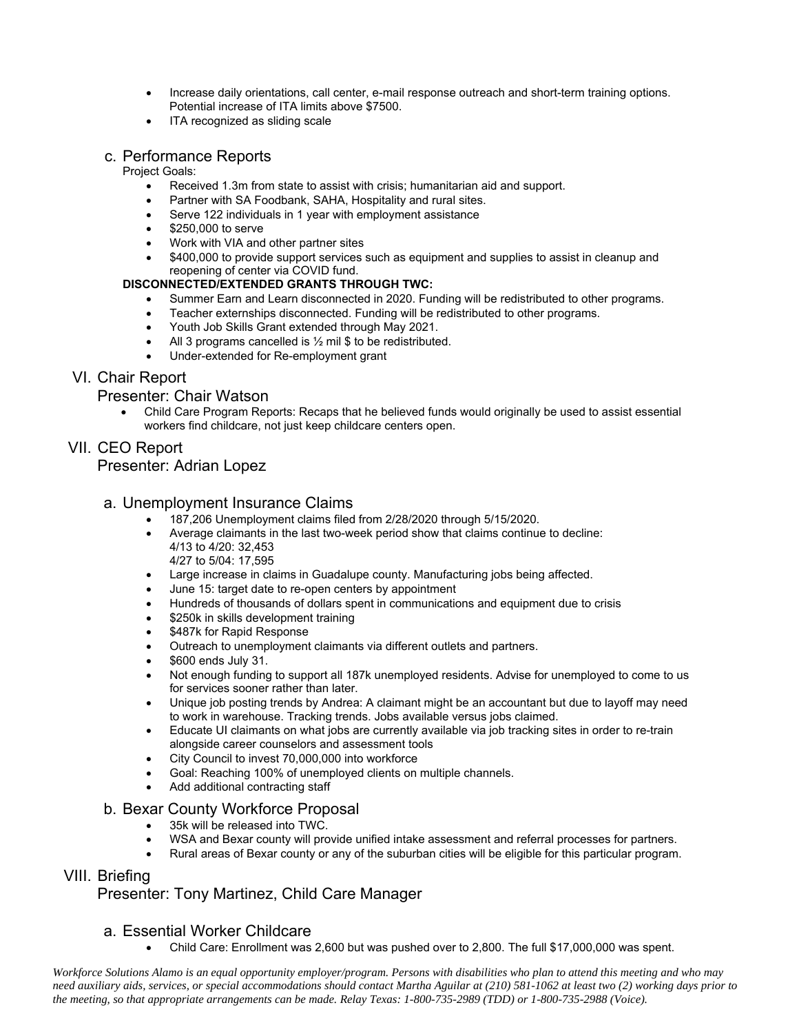- Increase daily orientations, call center, e-mail response outreach and short-term training options. Potential increase of ITA limits above $7500.
- ITA recognized as sliding scale

### c. Performance Reports

Project Goals:

- Received 1.3m from state to assist with crisis; humanitarian aid and support.
- Partner with SA Foodbank, SAHA, Hospitality and rural sites.
- Serve 122 individuals in 1 year with employment assistance
- $250,000 to serve
- Work with VIA and other partner sites
- $400,000 to provide support services such as equipment and supplies to assist in cleanup and reopening of center via COVID fund.

**DISCONNECTED/EXTENDED GRANTS THROUGH TWC:**

- Summer Earn and Learn disconnected in 2020. Funding will be redistributed to other programs.
- Teacher externships disconnected. Funding will be redistributed to other programs.
- Youth Job Skills Grant extended through May 2021.
- All 3 programs cancelled is ½ mil $ to be redistributed.
- Under-extended for Re-employment grant

## VI. Chair Report

Presenter: Chair Watson

- Child Care Program Reports: Recaps that he believed funds would originally be used to assist essential workers find childcare, not just keep childcare centers open.

## VII. CEO Report

Presenter: Adrian Lopez

### a. Unemployment Insurance Claims

- 187,206 Unemployment claims filed from 2/28/2020 through 5/15/2020.
- Average claimants in the last two-week period show that claims continue to decline:
  4/13 to 4/20: 32,453
  4/27 to 5/04: 17,595
- Large increase in claims in Guadalupe county. Manufacturing jobs being affected.
- June 15: target date to re-open centers by appointment
- Hundreds of thousands of dollars spent in communications and equipment due to crisis
- $250k in skills development training
- $487k for Rapid Response
- Outreach to unemployment claimants via different outlets and partners.
- $600 ends July 31.
- Not enough funding to support all 187k unemployed residents. Advise for unemployed to come to us for services sooner rather than later.
- Unique job posting trends by Andrea: A claimant might be an accountant but due to layoff may need to work in warehouse. Tracking trends. Jobs available versus jobs claimed.
- Educate UI claimants on what jobs are currently available via job tracking sites in order to re-train alongside career counselors and assessment tools
- City Council to invest 70,000,000 into workforce
- Goal: Reaching 100% of unemployed clients on multiple channels.
- Add additional contracting staff

### b. Bexar County Workforce Proposal

- 35k will be released into TWC.
- WSA and Bexar county will provide unified intake assessment and referral processes for partners.
- Rural areas of Bexar county or any of the suburban cities will be eligible for this particular program.

## VIII. Briefing

Presenter: Tony Martinez, Child Care Manager

### a. Essential Worker Childcare

- Child Care: Enrollment was 2,600 but was pushed over to 2,800. The full $17,000,000 was spent.

*Workforce Solutions Alamo is an equal opportunity employer/program. Persons with disabilities who plan to attend this meeting and who may need auxiliary aids, services, or special accommodations should contact Martha Aguilar at (210) 581-1062 at least two (2) working days prior to the meeting, so that appropriate arrangements can be made. Relay Texas: 1-800-735-2989 (TDD) or 1-800-735-2988 (Voice).*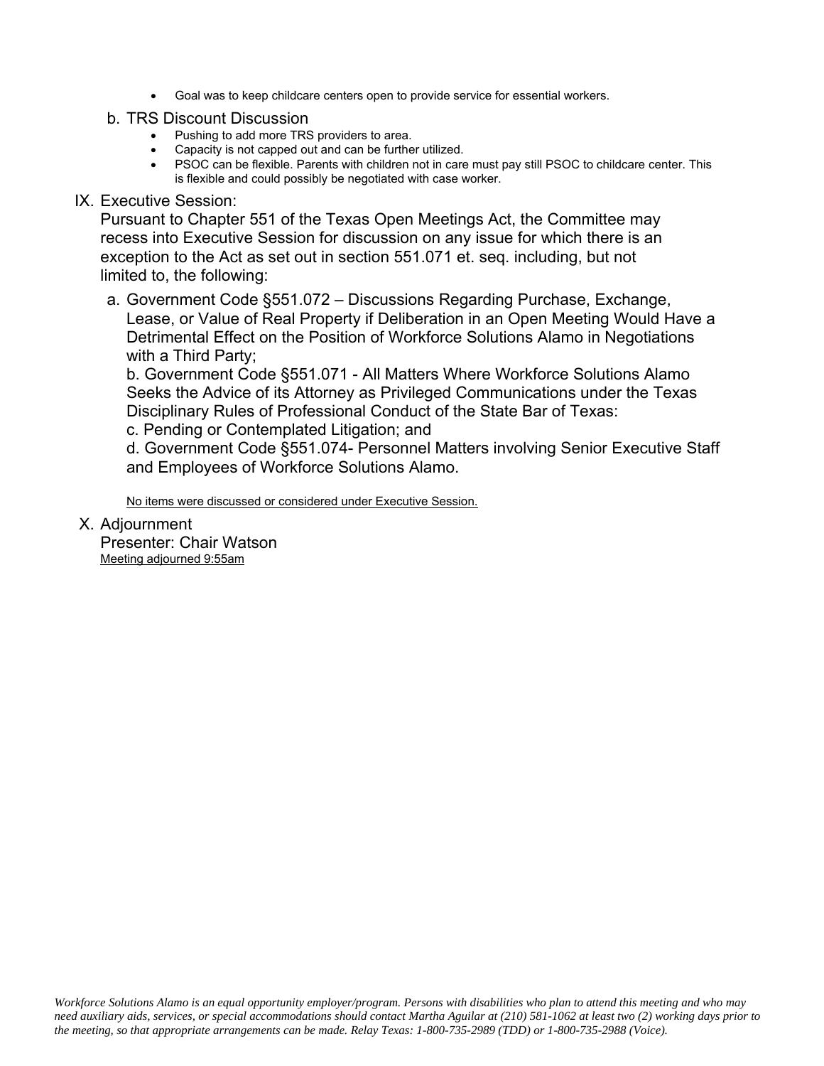- Goal was to keep childcare centers open to provide service for essential workers.

b. TRS Discount Discussion

- Pushing to add more TRS providers to area.
- Capacity is not capped out and can be further utilized.
- PSOC can be flexible. Parents with children not in care must pay still PSOC to childcare center. This is flexible and could possibly be negotiated with case worker.

IX. Executive Session:

Pursuant to Chapter 551 of the Texas Open Meetings Act, the Committee may recess into Executive Session for discussion on any issue for which there is an exception to the Act as set out in section 551.071 et. seq. including, but not limited to, the following:

a. Government Code §551.072 – Discussions Regarding Purchase, Exchange, Lease, or Value of Real Property if Deliberation in an Open Meeting Would Have a Detrimental Effect on the Position of Workforce Solutions Alamo in Negotiations with a Third Party;

b. Government Code §551.071 - All Matters Where Workforce Solutions Alamo Seeks the Advice of its Attorney as Privileged Communications under the Texas Disciplinary Rules of Professional Conduct of the State Bar of Texas:

c. Pending or Contemplated Litigation; and

d. Government Code §551.074- Personnel Matters involving Senior Executive Staff and Employees of Workforce Solutions Alamo.

No items were discussed or considered under Executive Session.

X. Adjournment

Presenter: Chair Watson

Meeting adjourned 9:55am

*Workforce Solutions Alamo is an equal opportunity employer/program. Persons with disabilities who plan to attend this meeting and who may need auxiliary aids, services, or special accommodations should contact Martha Aguilar at (210) 581-1062 at least two (2) working days prior to the meeting, so that appropriate arrangements can be made. Relay Texas: 1-800-735-2989 (TDD) or 1-800-735-2988 (Voice).*